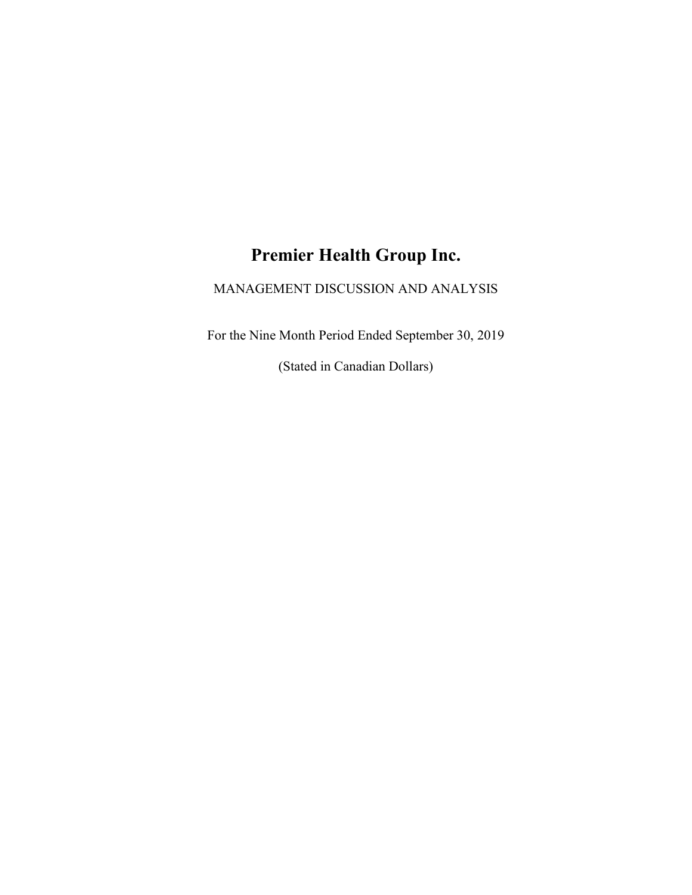# Premier Health Group Inc.

MANAGEMENT DISCUSSION AND ANALYSIS

For the Nine Month Period Ended September 30, 2019

(Stated in Canadian Dollars)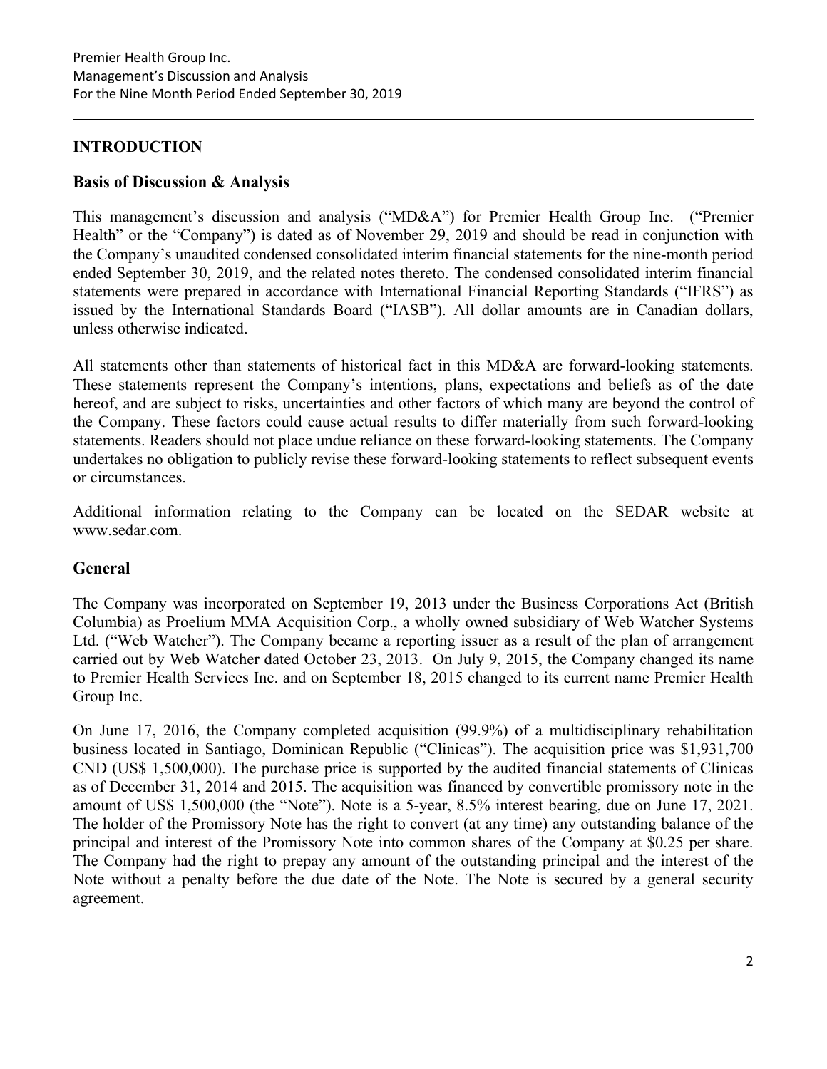## INTRODUCTION

### Basis of Discussion & Analysis

This management's discussion and analysis ("MD&A") for Premier Health Group Inc. ("Premier Health" or the "Company") is dated as of November 29, 2019 and should be read in conjunction with the Company's unaudited condensed consolidated interim financial statements for the nine-month period ended September 30, 2019, and the related notes thereto. The condensed consolidated interim financial statements were prepared in accordance with International Financial Reporting Standards ("IFRS") as issued by the International Standards Board ("IASB"). All dollar amounts are in Canadian dollars, unless otherwise indicated.

All statements other than statements of historical fact in this MD&A are forward-looking statements. These statements represent the Company's intentions, plans, expectations and beliefs as of the date hereof, and are subject to risks, uncertainties and other factors of which many are beyond the control of the Company. These factors could cause actual results to differ materially from such forward-looking statements. Readers should not place undue reliance on these forward-looking statements. The Company undertakes no obligation to publicly revise these forward-looking statements to reflect subsequent events or circumstances.

Additional information relating to the Company can be located on the SEDAR website at www.sedar.com.

### General

The Company was incorporated on September 19, 2013 under the Business Corporations Act (British Columbia) as Proelium MMA Acquisition Corp., a wholly owned subsidiary of Web Watcher Systems Ltd. ("Web Watcher"). The Company became a reporting issuer as a result of the plan of arrangement carried out by Web Watcher dated October 23, 2013. On July 9, 2015, the Company changed its name to Premier Health Services Inc. and on September 18, 2015 changed to its current name Premier Health Group Inc.

On June 17, 2016, the Company completed acquisition (99.9%) of a multidisciplinary rehabilitation business located in Santiago, Dominican Republic ("Clinicas"). The acquisition price was $1,931,700 CND (US$ 1,500,000). The purchase price is supported by the audited financial statements of Clinicas as of December 31, 2014 and 2015. The acquisition was financed by convertible promissory note in the amount of US$ 1,500,000 (the "Note"). Note is a 5-year, 8.5% interest bearing, due on June 17, 2021. The holder of the Promissory Note has the right to convert (at any time) any outstanding balance of the principal and interest of the Promissory Note into common shares of the Company at $0.25 per share. The Company had the right to prepay any amount of the outstanding principal and the interest of the Note without a penalty before the due date of the Note. The Note is secured by a general security agreement.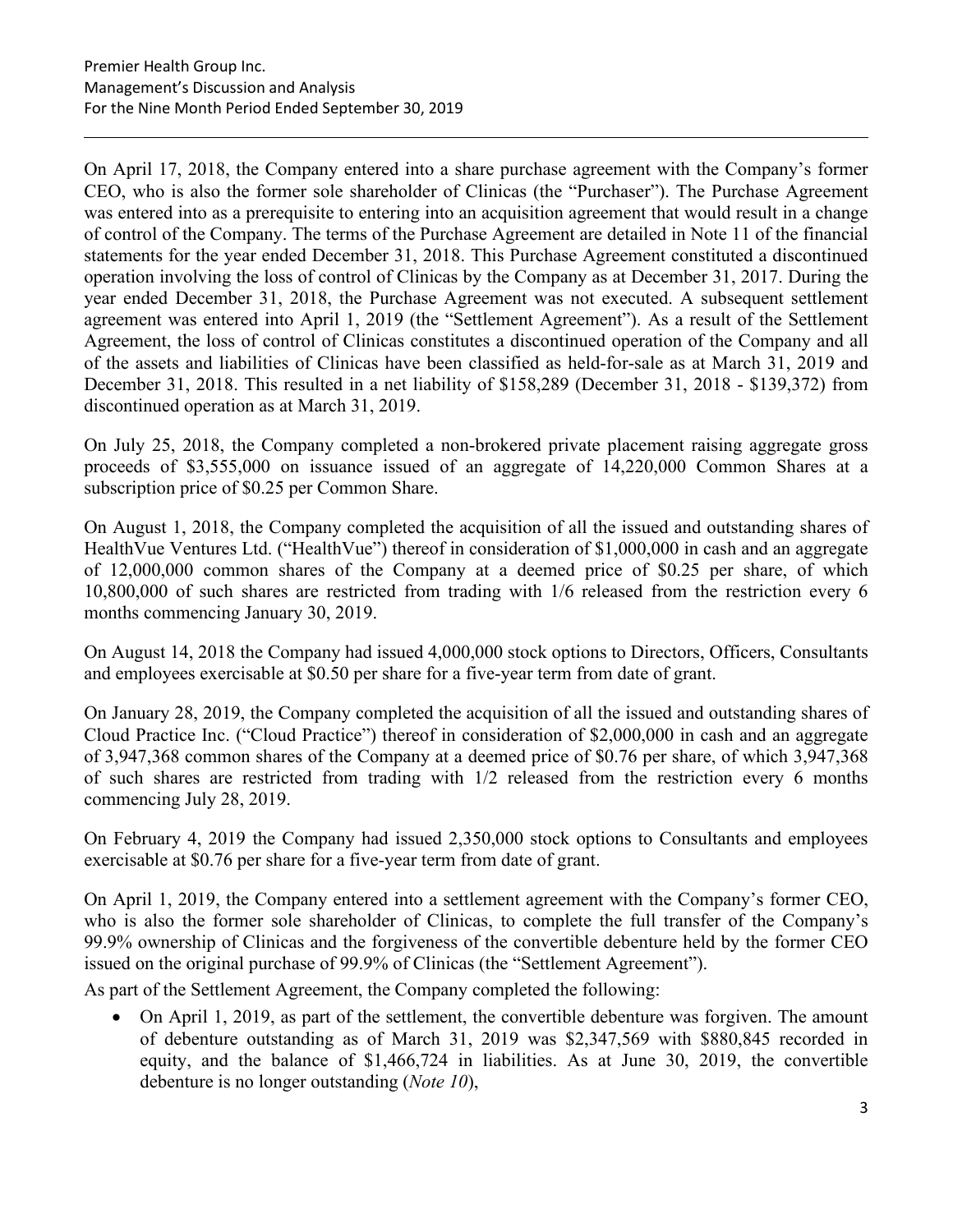On April 17, 2018, the Company entered into a share purchase agreement with the Company's former CEO, who is also the former sole shareholder of Clinicas (the "Purchaser"). The Purchase Agreement was entered into as a prerequisite to entering into an acquisition agreement that would result in a change of control of the Company. The terms of the Purchase Agreement are detailed in Note 11 of the financial statements for the year ended December 31, 2018. This Purchase Agreement constituted a discontinued operation involving the loss of control of Clinicas by the Company as at December 31, 2017. During the year ended December 31, 2018, the Purchase Agreement was not executed. A subsequent settlement agreement was entered into April 1, 2019 (the "Settlement Agreement"). As a result of the Settlement Agreement, the loss of control of Clinicas constitutes a discontinued operation of the Company and all of the assets and liabilities of Clinicas have been classified as held-for-sale as at March 31, 2019 and December 31, 2018. This resulted in a net liability of $158,289 (December 31, 2018 - $139,372) from discontinued operation as at March 31, 2019.

On July 25, 2018, the Company completed a non-brokered private placement raising aggregate gross proceeds of $3,555,000 on issuance issued of an aggregate of 14,220,000 Common Shares at a subscription price of $0.25 per Common Share.

On August 1, 2018, the Company completed the acquisition of all the issued and outstanding shares of HealthVue Ventures Ltd. ("HealthVue") thereof in consideration of $1,000,000 in cash and an aggregate of 12,000,000 common shares of the Company at a deemed price of $0.25 per share, of which 10,800,000 of such shares are restricted from trading with 1/6 released from the restriction every 6 months commencing January 30, 2019.

On August 14, 2018 the Company had issued 4,000,000 stock options to Directors, Officers, Consultants and employees exercisable at $0.50 per share for a five-year term from date of grant.

On January 28, 2019, the Company completed the acquisition of all the issued and outstanding shares of Cloud Practice Inc. ("Cloud Practice") thereof in consideration of $2,000,000 in cash and an aggregate of 3,947,368 common shares of the Company at a deemed price of $0.76 per share, of which 3,947,368 of such shares are restricted from trading with 1/2 released from the restriction every 6 months commencing July 28, 2019.

On February 4, 2019 the Company had issued 2,350,000 stock options to Consultants and employees exercisable at $0.76 per share for a five-year term from date of grant.

On April 1, 2019, the Company entered into a settlement agreement with the Company's former CEO, who is also the former sole shareholder of Clinicas, to complete the full transfer of the Company's 99.9% ownership of Clinicas and the forgiveness of the convertible debenture held by the former CEO issued on the original purchase of 99.9% of Clinicas (the "Settlement Agreement").

As part of the Settlement Agreement, the Company completed the following:

- On April 1, 2019, as part of the settlement, the convertible debenture was forgiven. The amount of debenture outstanding as of March 31, 2019 was $2,347,569 with $880,845 recorded in equity, and the balance of $1,466,724 in liabilities. As at June 30, 2019, the convertible debenture is no longer outstanding (*Note 10*),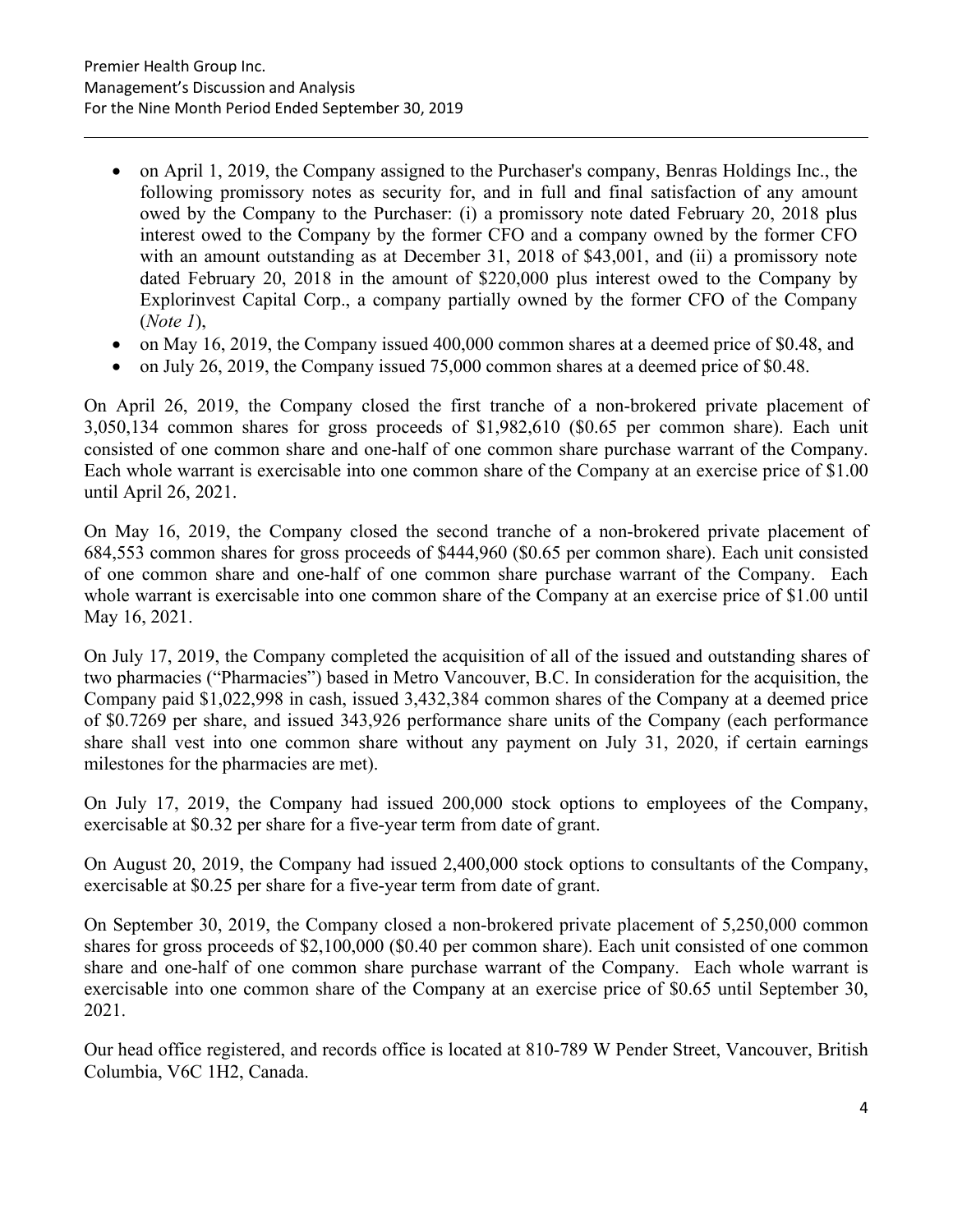- on April 1, 2019, the Company assigned to the Purchaser's company, Benras Holdings Inc., the following promissory notes as security for, and in full and final satisfaction of any amount owed by the Company to the Purchaser: (i) a promissory note dated February 20, 2018 plus interest owed to the Company by the former CFO and a company owned by the former CFO with an amount outstanding as at December 31, 2018 of $43,001, and (ii) a promissory note dated February 20, 2018 in the amount of $220,000 plus interest owed to the Company by Explorinvest Capital Corp., a company partially owned by the former CFO of the Company (*Note 1*),
- on May 16, 2019, the Company issued 400,000 common shares at a deemed price of $0.48, and
- on July 26, 2019, the Company issued 75,000 common shares at a deemed price of $0.48.

On April 26, 2019, the Company closed the first tranche of a non-brokered private placement of 3,050,134 common shares for gross proceeds of $1,982,610 ($0.65 per common share). Each unit consisted of one common share and one-half of one common share purchase warrant of the Company. Each whole warrant is exercisable into one common share of the Company at an exercise price of $1.00 until April 26, 2021.

On May 16, 2019, the Company closed the second tranche of a non-brokered private placement of 684,553 common shares for gross proceeds of $444,960 ($0.65 per common share). Each unit consisted of one common share and one-half of one common share purchase warrant of the Company. Each whole warrant is exercisable into one common share of the Company at an exercise price of $1.00 until May 16, 2021.

On July 17, 2019, the Company completed the acquisition of all of the issued and outstanding shares of two pharmacies ("Pharmacies") based in Metro Vancouver, B.C. In consideration for the acquisition, the Company paid $1,022,998 in cash, issued 3,432,384 common shares of the Company at a deemed price of $0.7269 per share, and issued 343,926 performance share units of the Company (each performance share shall vest into one common share without any payment on July 31, 2020, if certain earnings milestones for the pharmacies are met).

On July 17, 2019, the Company had issued 200,000 stock options to employees of the Company, exercisable at $0.32 per share for a five-year term from date of grant.

On August 20, 2019, the Company had issued 2,400,000 stock options to consultants of the Company, exercisable at $0.25 per share for a five-year term from date of grant.

On September 30, 2019, the Company closed a non-brokered private placement of 5,250,000 common shares for gross proceeds of $2,100,000 ($0.40 per common share). Each unit consisted of one common share and one-half of one common share purchase warrant of the Company. Each whole warrant is exercisable into one common share of the Company at an exercise price of $0.65 until September 30, 2021.

Our head office registered, and records office is located at 810-789 W Pender Street, Vancouver, British Columbia, V6C 1H2, Canada.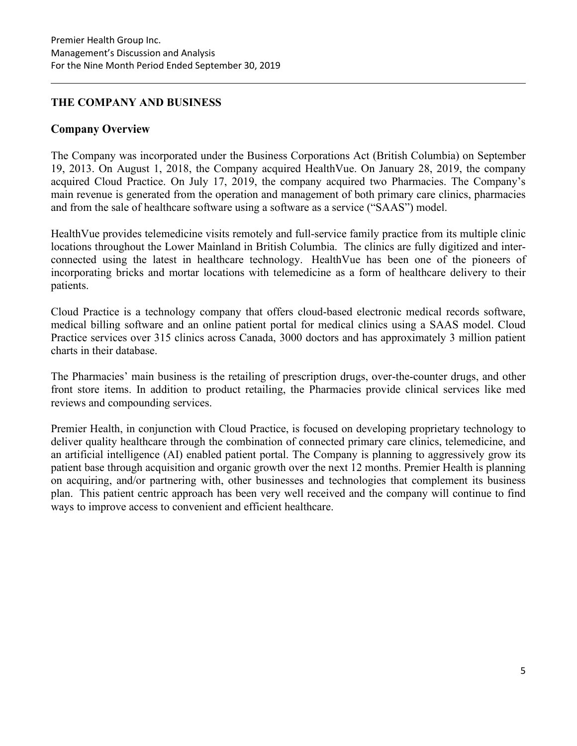## THE COMPANY AND BUSINESS

### Company Overview

The Company was incorporated under the Business Corporations Act (British Columbia) on September 19, 2013. On August 1, 2018, the Company acquired HealthVue. On January 28, 2019, the company acquired Cloud Practice. On July 17, 2019, the company acquired two Pharmacies. The Company's main revenue is generated from the operation and management of both primary care clinics, pharmacies and from the sale of healthcare software using a software as a service ("SAAS") model.

HealthVue provides telemedicine visits remotely and full-service family practice from its multiple clinic locations throughout the Lower Mainland in British Columbia. The clinics are fully digitized and inter-connected using the latest in healthcare technology. HealthVue has been one of the pioneers of incorporating bricks and mortar locations with telemedicine as a form of healthcare delivery to their patients.

Cloud Practice is a technology company that offers cloud-based electronic medical records software, medical billing software and an online patient portal for medical clinics using a SAAS model. Cloud Practice services over 315 clinics across Canada, 3000 doctors and has approximately 3 million patient charts in their database.

The Pharmacies' main business is the retailing of prescription drugs, over-the-counter drugs, and other front store items. In addition to product retailing, the Pharmacies provide clinical services like med reviews and compounding services.

Premier Health, in conjunction with Cloud Practice, is focused on developing proprietary technology to deliver quality healthcare through the combination of connected primary care clinics, telemedicine, and an artificial intelligence (AI) enabled patient portal. The Company is planning to aggressively grow its patient base through acquisition and organic growth over the next 12 months. Premier Health is planning on acquiring, and/or partnering with, other businesses and technologies that complement its business plan. This patient centric approach has been very well received and the company will continue to find ways to improve access to convenient and efficient healthcare.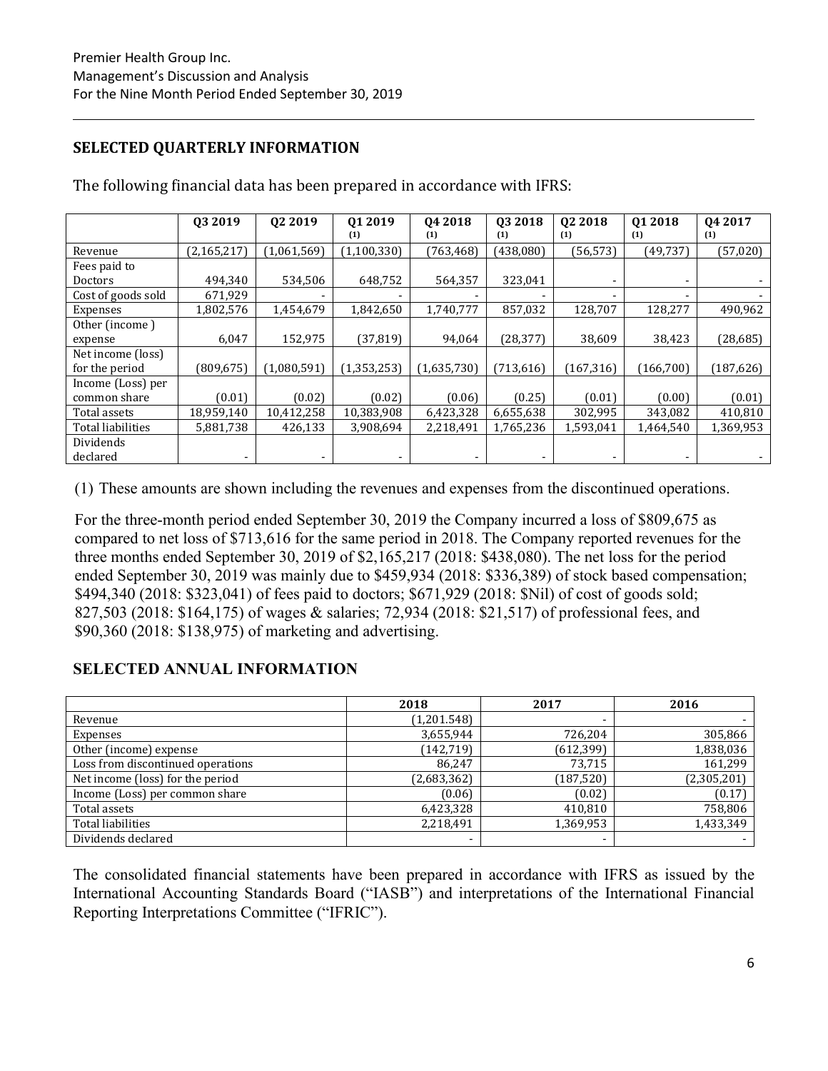## SELECTED QUARTERLY INFORMATION

The following financial data has been prepared in accordance with IFRS:

| | Q3 2019 | Q2 2019 | Q1 2019 (1) | Q4 2018 (1) | Q3 2018 (1) | Q2 2018 (1) | Q1 2018 (1) | Q4 2017 (1) |
|---|---|---|---|---|---|---|---|---|
| Revenue | (2,165,217) | (1,061,569) | (1,100,330) | (763,468) | (438,080) | (56,573) | (49,737) | (57,020) |
| Fees paid to Doctors | 494,340 | 534,506 | 648,752 | 564,357 | 323,041 | - | - | - |
| Cost of goods sold | 671,929 | - | - | - | - | - | - | - |
| Expenses | 1,802,576 | 1,454,679 | 1,842,650 | 1,740,777 | 857,032 | 128,707 | 128,277 | 490,962 |
| Other (income ) expense | 6,047 | 152,975 | (37,819) | 94,064 | (28,377) | 38,609 | 38,423 | (28,685) |
| Net income (loss) for the period | (809,675) | (1,080,591) | (1,353,253) | (1,635,730) | (713,616) | (167,316) | (166,700) | (187,626) |
| Income (Loss) per common share | (0.01) | (0.02) | (0.02) | (0.06) | (0.25) | (0.01) | (0.00) | (0.01) |
| Total assets | 18,959,140 | 10,412,258 | 10,383,908 | 6,423,328 | 6,655,638 | 302,995 | 343,082 | 410,810 |
| Total liabilities | 5,881,738 | 426,133 | 3,908,694 | 2,218,491 | 1,765,236 | 1,593,041 | 1,464,540 | 1,369,953 |
| Dividends declared | - | - | - | - | - | - | - | - |

(1) These amounts are shown including the revenues and expenses from the discontinued operations.

For the three-month period ended September 30, 2019 the Company incurred a loss of $809,675 as compared to net loss of $713,616 for the same period in 2018. The Company reported revenues for the three months ended September 30, 2019 of $2,165,217 (2018: $438,080). The net loss for the period ended September 30, 2019 was mainly due to $459,934 (2018: $336,389) of stock based compensation; $494,340 (2018: $323,041) of fees paid to doctors; $671,929 (2018: $Nil) of cost of goods sold; 827,503 (2018: $164,175) of wages & salaries; 72,934 (2018: $21,517) of professional fees, and $90,360 (2018: $138,975) of marketing and advertising.

## SELECTED ANNUAL INFORMATION

| | 2018 | 2017 | 2016 |
|---|---|---|---|
| Revenue | (1,201.548) | - | - |
| Expenses | 3,655,944 | 726,204 | 305,866 |
| Other (income) expense | (142,719) | (612,399) | 1,838,036 |
| Loss from discontinued operations | 86,247 | 73,715 | 161,299 |
| Net income (loss) for the period | (2,683,362) | (187,520) | (2,305,201) |
| Income (Loss) per common share | (0.06) | (0.02) | (0.17) |
| Total assets | 6,423,328 | 410,810 | 758,806 |
| Total liabilities | 2,218,491 | 1,369,953 | 1,433,349 |
| Dividends declared | - | - | - |

The consolidated financial statements have been prepared in accordance with IFRS as issued by the International Accounting Standards Board ("IASB") and interpretations of the International Financial Reporting Interpretations Committee ("IFRIC").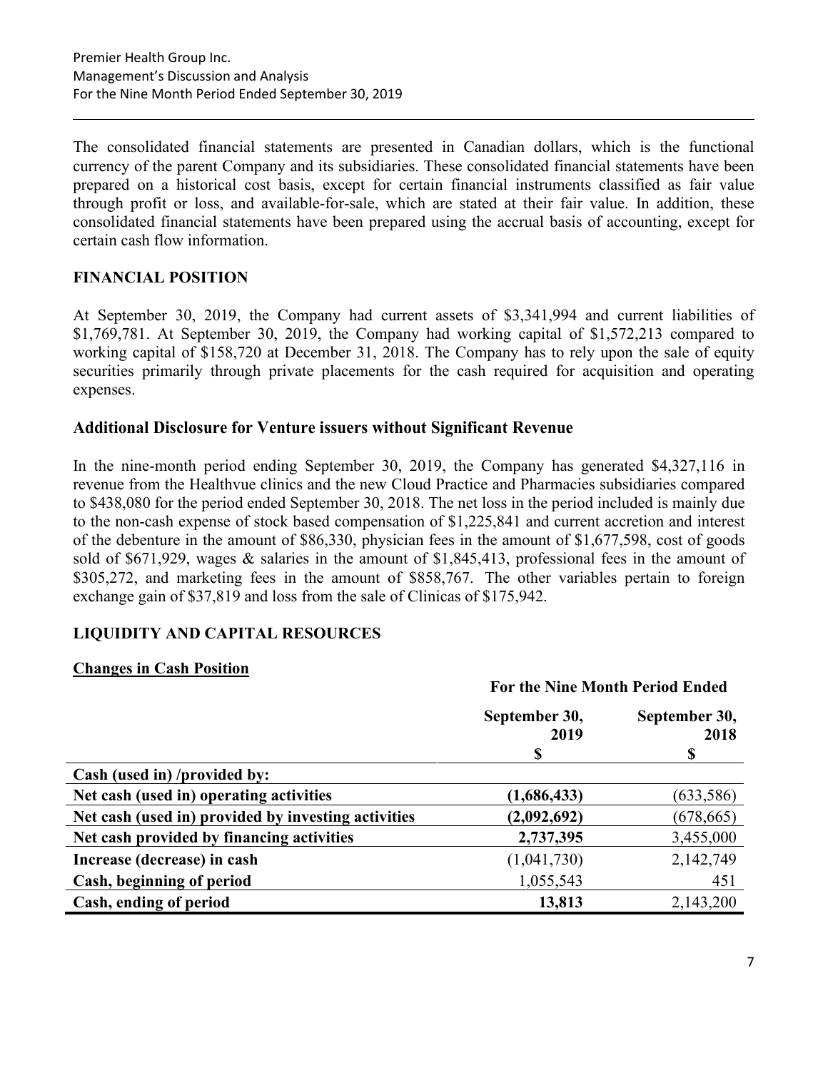The consolidated financial statements are presented in Canadian dollars, which is the functional currency of the parent Company and its subsidiaries. These consolidated financial statements have been prepared on a historical cost basis, except for certain financial instruments classified as fair value through profit or loss, and available-for-sale, which are stated at their fair value. In addition, these consolidated financial statements have been prepared using the accrual basis of accounting, except for certain cash flow information.

## FINANCIAL POSITION

At September 30, 2019, the Company had current assets of $3,341,994 and current liabilities of $1,769,781. At September 30, 2019, the Company had working capital of $1,572,213 compared to working capital of $158,720 at December 31, 2018. The Company has to rely upon the sale of equity securities primarily through private placements for the cash required for acquisition and operating expenses.

### Additional Disclosure for Venture issuers without Significant Revenue

In the nine-month period ending September 30, 2019, the Company has generated $4,327,116 in revenue from the Healthvue clinics and the new Cloud Practice and Pharmacies subsidiaries compared to $438,080 for the period ended September 30, 2018. The net loss in the period included is mainly due to the non-cash expense of stock based compensation of $1,225,841 and current accretion and interest of the debenture in the amount of $86,330, physician fees in the amount of $1,677,598, cost of goods sold of $671,929, wages & salaries in the amount of $1,845,413, professional fees in the amount of $305,272, and marketing fees in the amount of $858,767. The other variables pertain to foreign exchange gain of $37,819 and loss from the sale of Clinicas of $175,942.

## LIQUIDITY AND CAPITAL RESOURCES

**Changes in Cash Position**

| | **For the Nine Month Period Ended** | |
|---|---|---|
| | **September 30, 2019** | **September 30, 2018** |
| | **$** | **$** |
| **Cash (used in) /provided by:** | | |
| **Net cash (used in) operating activities** | **(1,686,433)** | (633,586) |
| **Net cash (used in) provided by investing activities** | **(2,092,692)** | (678,665) |
| **Net cash provided by financing activities** | **2,737,395** | 3,455,000 |
| **Increase (decrease) in cash** | (1,041,730) | 2,142,749 |
| **Cash, beginning of period** | 1,055,543 | 451 |
| **Cash, ending of period** | **13,813** | 2,143,200 |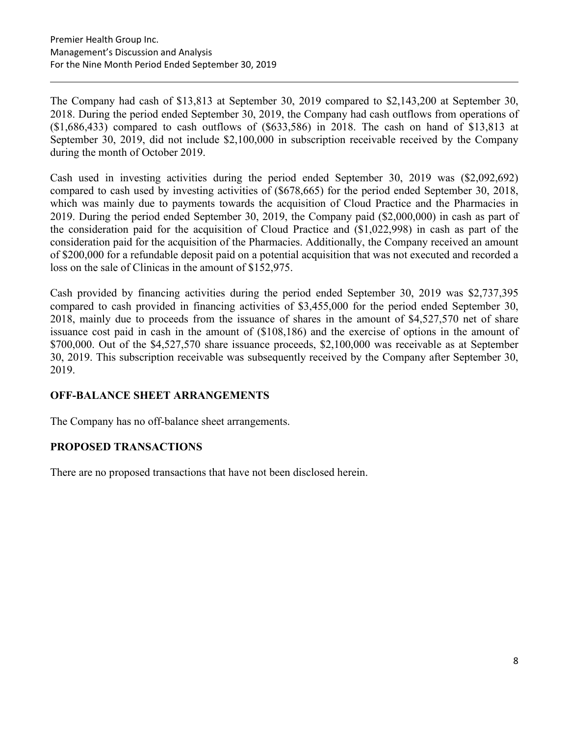The Company had cash of $13,813 at September 30, 2019 compared to $2,143,200 at September 30, 2018. During the period ended September 30, 2019, the Company had cash outflows from operations of ($1,686,433) compared to cash outflows of ($633,586) in 2018. The cash on hand of $13,813 at September 30, 2019, did not include $2,100,000 in subscription receivable received by the Company during the month of October 2019.

Cash used in investing activities during the period ended September 30, 2019 was ($2,092,692) compared to cash used by investing activities of ($678,665) for the period ended September 30, 2018, which was mainly due to payments towards the acquisition of Cloud Practice and the Pharmacies in 2019. During the period ended September 30, 2019, the Company paid ($2,000,000) in cash as part of the consideration paid for the acquisition of Cloud Practice and ($1,022,998) in cash as part of the consideration paid for the acquisition of the Pharmacies. Additionally, the Company received an amount of $200,000 for a refundable deposit paid on a potential acquisition that was not executed and recorded a loss on the sale of Clinicas in the amount of $152,975.

Cash provided by financing activities during the period ended September 30, 2019 was $2,737,395 compared to cash provided in financing activities of $3,455,000 for the period ended September 30, 2018, mainly due to proceeds from the issuance of shares in the amount of $4,527,570 net of share issuance cost paid in cash in the amount of ($108,186) and the exercise of options in the amount of $700,000. Out of the $4,527,570 share issuance proceeds, $2,100,000 was receivable as at September 30, 2019. This subscription receivable was subsequently received by the Company after September 30, 2019.

## OFF-BALANCE SHEET ARRANGEMENTS

The Company has no off-balance sheet arrangements.

## PROPOSED TRANSACTIONS

There are no proposed transactions that have not been disclosed herein.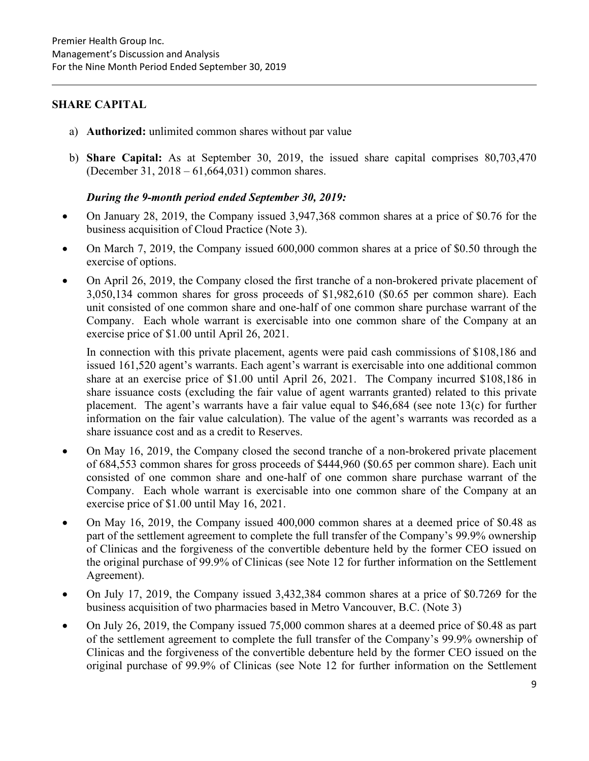## SHARE CAPITAL

a) **Authorized:** unlimited common shares without par value

b) **Share Capital:** As at September 30, 2019, the issued share capital comprises 80,703,470 (December 31, 2018 – 61,664,031) common shares.

***During the 9-month period ended September 30, 2019:***

- On January 28, 2019, the Company issued 3,947,368 common shares at a price of $0.76 for the business acquisition of Cloud Practice (Note 3).
- On March 7, 2019, the Company issued 600,000 common shares at a price of $0.50 through the exercise of options.
- On April 26, 2019, the Company closed the first tranche of a non-brokered private placement of 3,050,134 common shares for gross proceeds of $1,982,610 ($0.65 per common share). Each unit consisted of one common share and one-half of one common share purchase warrant of the Company. Each whole warrant is exercisable into one common share of the Company at an exercise price of $1.00 until April 26, 2021.

  In connection with this private placement, agents were paid cash commissions of $108,186 and issued 161,520 agent's warrants. Each agent's warrant is exercisable into one additional common share at an exercise price of $1.00 until April 26, 2021. The Company incurred $108,186 in share issuance costs (excluding the fair value of agent warrants granted) related to this private placement. The agent's warrants have a fair value equal to $46,684 (see note 13(c) for further information on the fair value calculation). The value of the agent's warrants was recorded as a share issuance cost and as a credit to Reserves.
- On May 16, 2019, the Company closed the second tranche of a non-brokered private placement of 684,553 common shares for gross proceeds of $444,960 ($0.65 per common share). Each unit consisted of one common share and one-half of one common share purchase warrant of the Company. Each whole warrant is exercisable into one common share of the Company at an exercise price of $1.00 until May 16, 2021.
- On May 16, 2019, the Company issued 400,000 common shares at a deemed price of $0.48 as part of the settlement agreement to complete the full transfer of the Company's 99.9% ownership of Clinicas and the forgiveness of the convertible debenture held by the former CEO issued on the original purchase of 99.9% of Clinicas (see Note 12 for further information on the Settlement Agreement).
- On July 17, 2019, the Company issued 3,432,384 common shares at a price of $0.7269 for the business acquisition of two pharmacies based in Metro Vancouver, B.C. (Note 3)
- On July 26, 2019, the Company issued 75,000 common shares at a deemed price of $0.48 as part of the settlement agreement to complete the full transfer of the Company's 99.9% ownership of Clinicas and the forgiveness of the convertible debenture held by the former CEO issued on the original purchase of 99.9% of Clinicas (see Note 12 for further information on the Settlement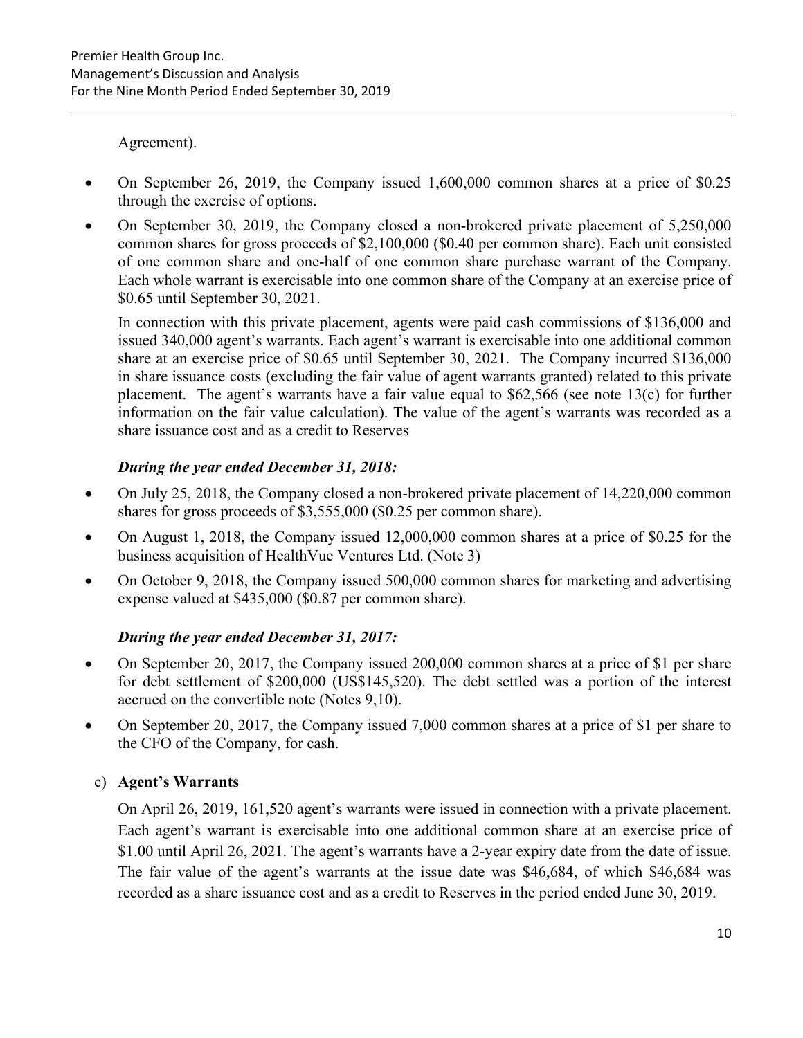Agreement).

- On September 26, 2019, the Company issued 1,600,000 common shares at a price of $0.25 through the exercise of options.
- On September 30, 2019, the Company closed a non-brokered private placement of 5,250,000 common shares for gross proceeds of $2,100,000 ($0.40 per common share). Each unit consisted of one common share and one-half of one common share purchase warrant of the Company. Each whole warrant is exercisable into one common share of the Company at an exercise price of $0.65 until September 30, 2021.

  In connection with this private placement, agents were paid cash commissions of $136,000 and issued 340,000 agent's warrants. Each agent's warrant is exercisable into one additional common share at an exercise price of $0.65 until September 30, 2021. The Company incurred $136,000 in share issuance costs (excluding the fair value of agent warrants granted) related to this private placement. The agent's warrants have a fair value equal to $62,566 (see note 13(c) for further information on the fair value calculation). The value of the agent's warrants was recorded as a share issuance cost and as a credit to Reserves

***During the year ended December 31, 2018:***

- On July 25, 2018, the Company closed a non-brokered private placement of 14,220,000 common shares for gross proceeds of $3,555,000 ($0.25 per common share).
- On August 1, 2018, the Company issued 12,000,000 common shares at a price of $0.25 for the business acquisition of HealthVue Ventures Ltd. (Note 3)
- On October 9, 2018, the Company issued 500,000 common shares for marketing and advertising expense valued at $435,000 ($0.87 per common share).

***During the year ended December 31, 2017:***

- On September 20, 2017, the Company issued 200,000 common shares at a price of $1 per share for debt settlement of $200,000 (US$145,520). The debt settled was a portion of the interest accrued on the convertible note (Notes 9,10).
- On September 20, 2017, the Company issued 7,000 common shares at a price of $1 per share to the CFO of the Company, for cash.

c) **Agent's Warrants**

On April 26, 2019, 161,520 agent's warrants were issued in connection with a private placement. Each agent's warrant is exercisable into one additional common share at an exercise price of $1.00 until April 26, 2021. The agent's warrants have a 2-year expiry date from the date of issue. The fair value of the agent's warrants at the issue date was $46,684, of which $46,684 was recorded as a share issuance cost and as a credit to Reserves in the period ended June 30, 2019.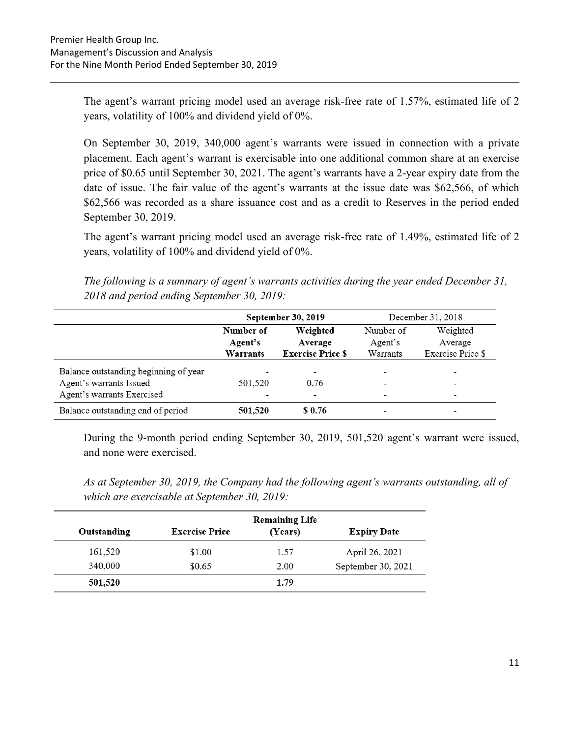The agent's warrant pricing model used an average risk-free rate of 1.57%, estimated life of 2 years, volatility of 100% and dividend yield of 0%.

On September 30, 2019, 340,000 agent's warrants were issued in connection with a private placement. Each agent's warrant is exercisable into one additional common share at an exercise price of $0.65 until September 30, 2021. The agent's warrants have a 2-year expiry date from the date of issue. The fair value of the agent's warrants at the issue date was $62,566, of which $62,566 was recorded as a share issuance cost and as a credit to Reserves in the period ended September 30, 2019.

The agent's warrant pricing model used an average risk-free rate of 1.49%, estimated life of 2 years, volatility of 100% and dividend yield of 0%.

*The following is a summary of agent's warrants activities during the year ended December 31, 2018 and period ending September 30, 2019:*

| | **September 30, 2019** | | December 31, 2018 | |
|---|---|---|---|---|
| | **Number of Agent's Warrants** | **Weighted Average Exercise Price $** | Number of Agent's Warrants | Weighted Average Exercise Price $ |
| Balance outstanding beginning of year | - | - | - | - |
| Agent's warrants Issued | 501,520 | 0.76 | - | - |
| Agent's warrants Exercised | - | - | - | - |
| Balance outstanding end of period | **501,520** | **$ 0.76** | - | - |

During the 9-month period ending September 30, 2019, 501,520 agent's warrant were issued, and none were exercised.

*As at September 30, 2019, the Company had the following agent's warrants outstanding, all of which are exercisable at September 30, 2019:*

| **Outstanding** | **Exercise Price** | **Remaining Life (Years)** | **Expiry Date** |
|---|---|---|---|
| 161,520 | $1.00 | 1.57 | April 26, 2021 |
| 340,000 | $0.65 | 2.00 | September 30, 2021 |
| **501,520** | | **1.79** | |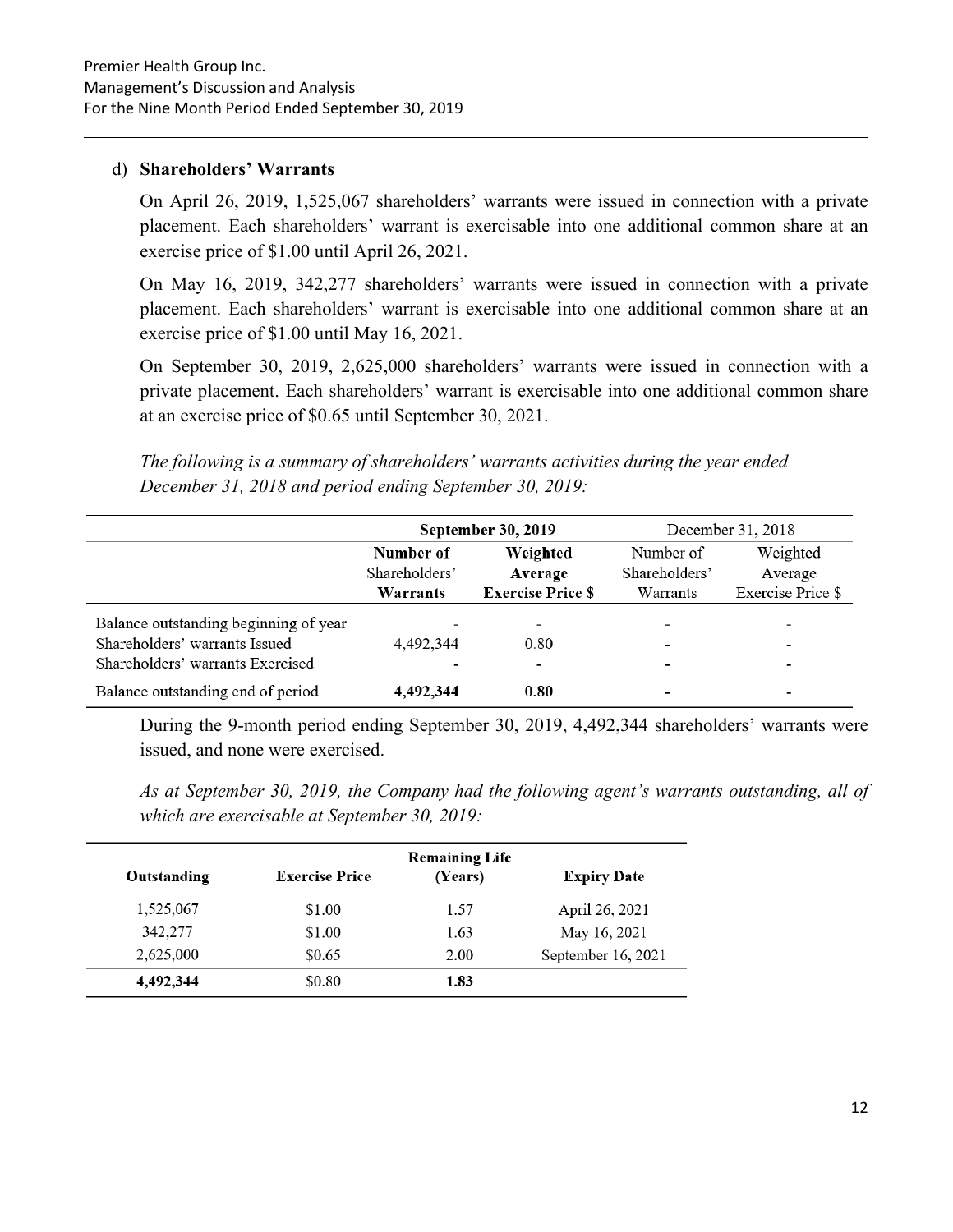## d) **Shareholders' Warrants**

On April 26, 2019, 1,525,067 shareholders' warrants were issued in connection with a private placement. Each shareholders' warrant is exercisable into one additional common share at an exercise price of $1.00 until April 26, 2021.

On May 16, 2019, 342,277 shareholders' warrants were issued in connection with a private placement. Each shareholders' warrant is exercisable into one additional common share at an exercise price of $1.00 until May 16, 2021.

On September 30, 2019, 2,625,000 shareholders' warrants were issued in connection with a private placement. Each shareholders' warrant is exercisable into one additional common share at an exercise price of $0.65 until September 30, 2021.

*The following is a summary of shareholders' warrants activities during the year ended December 31, 2018 and period ending September 30, 2019:*

| | **September 30, 2019** | | December 31, 2018 | |
|---|---|---|---|---|
| | **Number of Shareholders' Warrants** | **Weighted Average Exercise Price $** | Number of Shareholders' Warrants | Weighted Average Exercise Price $ |
| Balance outstanding beginning of year | - | - | - | - |
| Shareholders' warrants Issued | 4,492,344 | 0.80 | - | - |
| Shareholders' warrants Exercised | - | - | - | - |
| Balance outstanding end of period | **4,492,344** | **0.80** | - | - |

During the 9-month period ending September 30, 2019, 4,492,344 shareholders' warrants were issued, and none were exercised.

*As at September 30, 2019, the Company had the following agent's warrants outstanding, all of which are exercisable at September 30, 2019:*

| **Outstanding** | **Exercise Price** | **Remaining Life (Years)** | **Expiry Date** |
|---|---|---|---|
| 1,525,067 | $1.00 | 1.57 | April 26, 2021 |
| 342,277 | $1.00 | 1.63 | May 16, 2021 |
| 2,625,000 | $0.65 | 2.00 | September 16, 2021 |
| **4,492,344** | $0.80 | **1.83** | |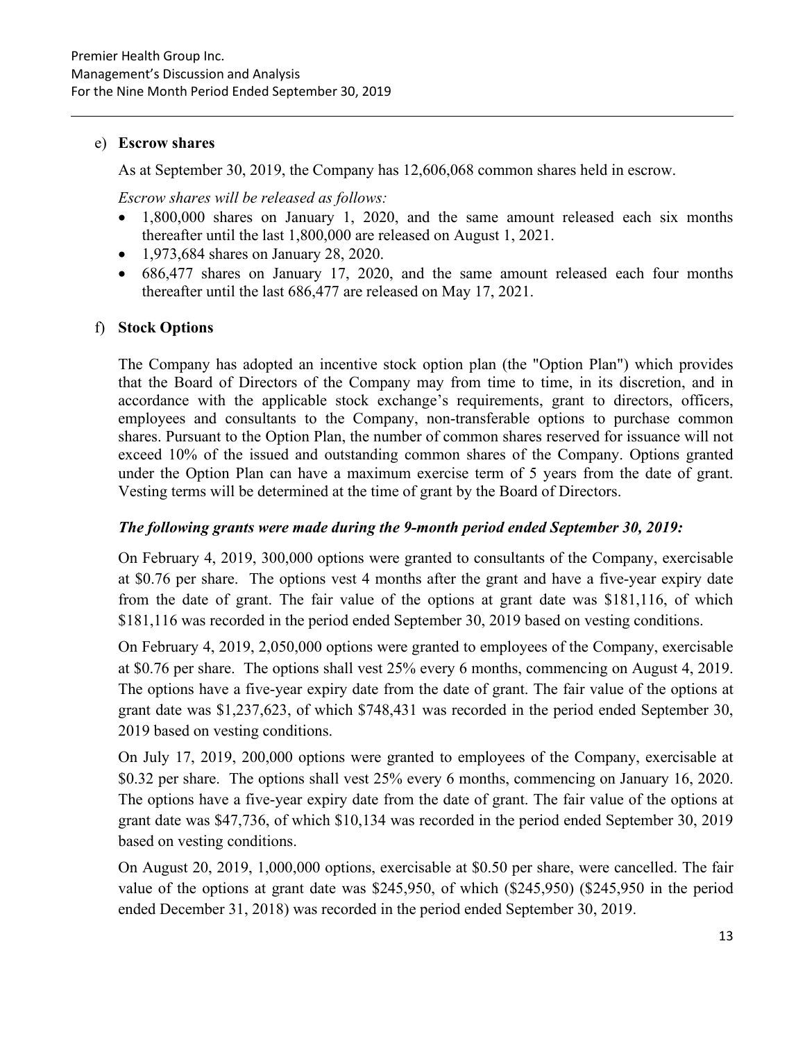e) **Escrow shares**

As at September 30, 2019, the Company has 12,606,068 common shares held in escrow.

*Escrow shares will be released as follows:*

- 1,800,000 shares on January 1, 2020, and the same amount released each six months thereafter until the last 1,800,000 are released on August 1, 2021.
- 1,973,684 shares on January 28, 2020.
- 686,477 shares on January 17, 2020, and the same amount released each four months thereafter until the last 686,477 are released on May 17, 2021.

f) **Stock Options**

The Company has adopted an incentive stock option plan (the "Option Plan") which provides that the Board of Directors of the Company may from time to time, in its discretion, and in accordance with the applicable stock exchange's requirements, grant to directors, officers, employees and consultants to the Company, non-transferable options to purchase common shares. Pursuant to the Option Plan, the number of common shares reserved for issuance will not exceed 10% of the issued and outstanding common shares of the Company. Options granted under the Option Plan can have a maximum exercise term of 5 years from the date of grant. Vesting terms will be determined at the time of grant by the Board of Directors.

***The following grants were made during the 9-month period ended September 30, 2019:***

On February 4, 2019, 300,000 options were granted to consultants of the Company, exercisable at $0.76 per share. The options vest 4 months after the grant and have a five-year expiry date from the date of grant. The fair value of the options at grant date was $181,116, of which $181,116 was recorded in the period ended September 30, 2019 based on vesting conditions.

On February 4, 2019, 2,050,000 options were granted to employees of the Company, exercisable at $0.76 per share. The options shall vest 25% every 6 months, commencing on August 4, 2019. The options have a five-year expiry date from the date of grant. The fair value of the options at grant date was $1,237,623, of which $748,431 was recorded in the period ended September 30, 2019 based on vesting conditions.

On July 17, 2019, 200,000 options were granted to employees of the Company, exercisable at $0.32 per share. The options shall vest 25% every 6 months, commencing on January 16, 2020. The options have a five-year expiry date from the date of grant. The fair value of the options at grant date was $47,736, of which $10,134 was recorded in the period ended September 30, 2019 based on vesting conditions.

On August 20, 2019, 1,000,000 options, exercisable at $0.50 per share, were cancelled. The fair value of the options at grant date was $245,950, of which ($245,950) ($245,950 in the period ended December 31, 2018) was recorded in the period ended September 30, 2019.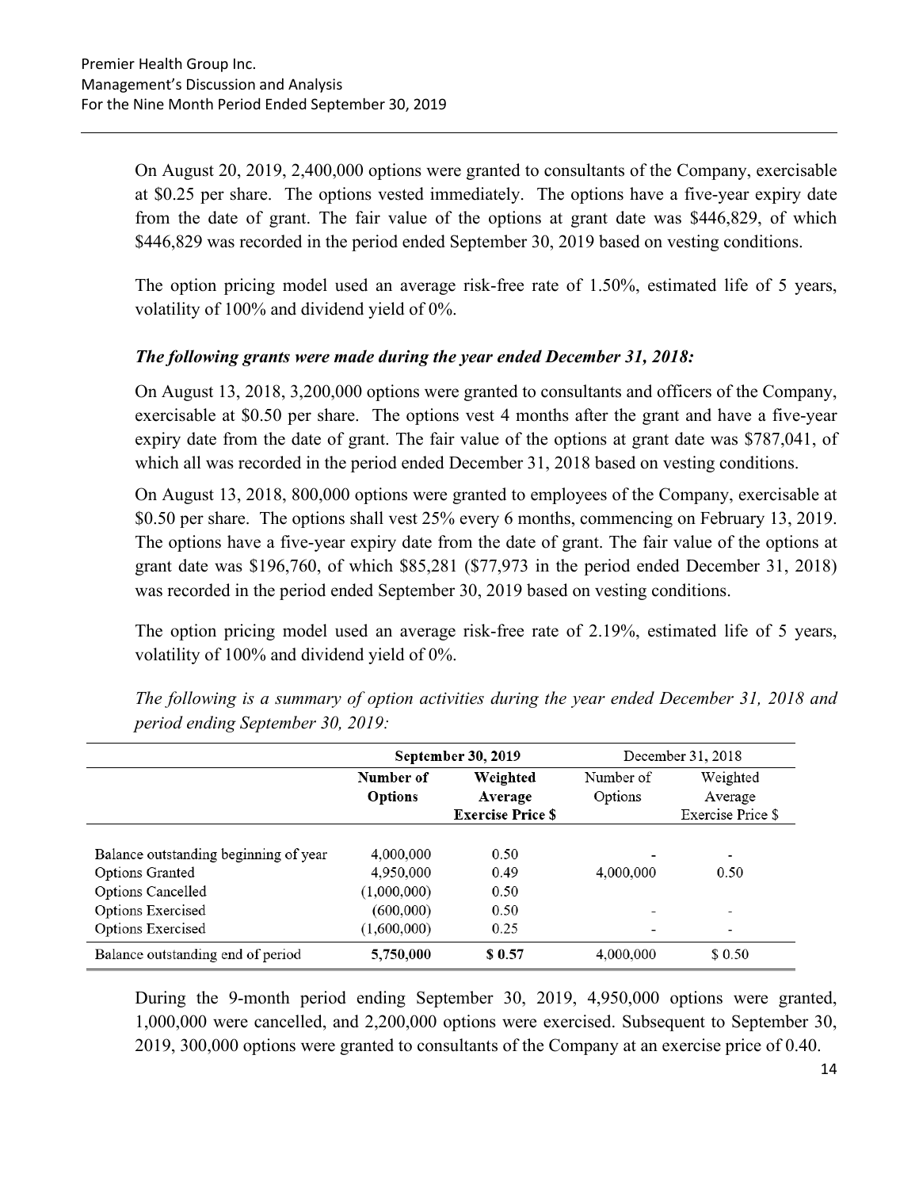On August 20, 2019, 2,400,000 options were granted to consultants of the Company, exercisable at $0.25 per share. The options vested immediately. The options have a five-year expiry date from the date of grant. The fair value of the options at grant date was $446,829, of which $446,829 was recorded in the period ended September 30, 2019 based on vesting conditions.

The option pricing model used an average risk-free rate of 1.50%, estimated life of 5 years, volatility of 100% and dividend yield of 0%.

***The following grants were made during the year ended December 31, 2018:***

On August 13, 2018, 3,200,000 options were granted to consultants and officers of the Company, exercisable at $0.50 per share. The options vest 4 months after the grant and have a five-year expiry date from the date of grant. The fair value of the options at grant date was $787,041, of which all was recorded in the period ended December 31, 2018 based on vesting conditions.

On August 13, 2018, 800,000 options were granted to employees of the Company, exercisable at $0.50 per share. The options shall vest 25% every 6 months, commencing on February 13, 2019. The options have a five-year expiry date from the date of grant. The fair value of the options at grant date was $196,760, of which $85,281 ($77,973 in the period ended December 31, 2018) was recorded in the period ended September 30, 2019 based on vesting conditions.

The option pricing model used an average risk-free rate of 2.19%, estimated life of 5 years, volatility of 100% and dividend yield of 0%.

*The following is a summary of option activities during the year ended December 31, 2018 and period ending September 30, 2019:*

| | **September 30, 2019** | | December 31, 2018 | |
|---|---|---|---|---|
| | **Number of Options** | **Weighted Average Exercise Price $** | Number of Options | Weighted Average Exercise Price $ |
| Balance outstanding beginning of year | 4,000,000 | 0.50 | - | - |
| Options Granted | 4,950,000 | 0.49 | 4,000,000 | 0.50 |
| Options Cancelled | (1,000,000) | 0.50 | | |
| Options Exercised | (600,000) | 0.50 | - | - |
| Options Exercised | (1,600,000) | 0.25 | - | - |
| Balance outstanding end of period | **5,750,000** | **$ 0.57** | 4,000,000 | $ 0.50 |

During the 9-month period ending September 30, 2019, 4,950,000 options were granted, 1,000,000 were cancelled, and 2,200,000 options were exercised. Subsequent to September 30, 2019, 300,000 options were granted to consultants of the Company at an exercise price of 0.40.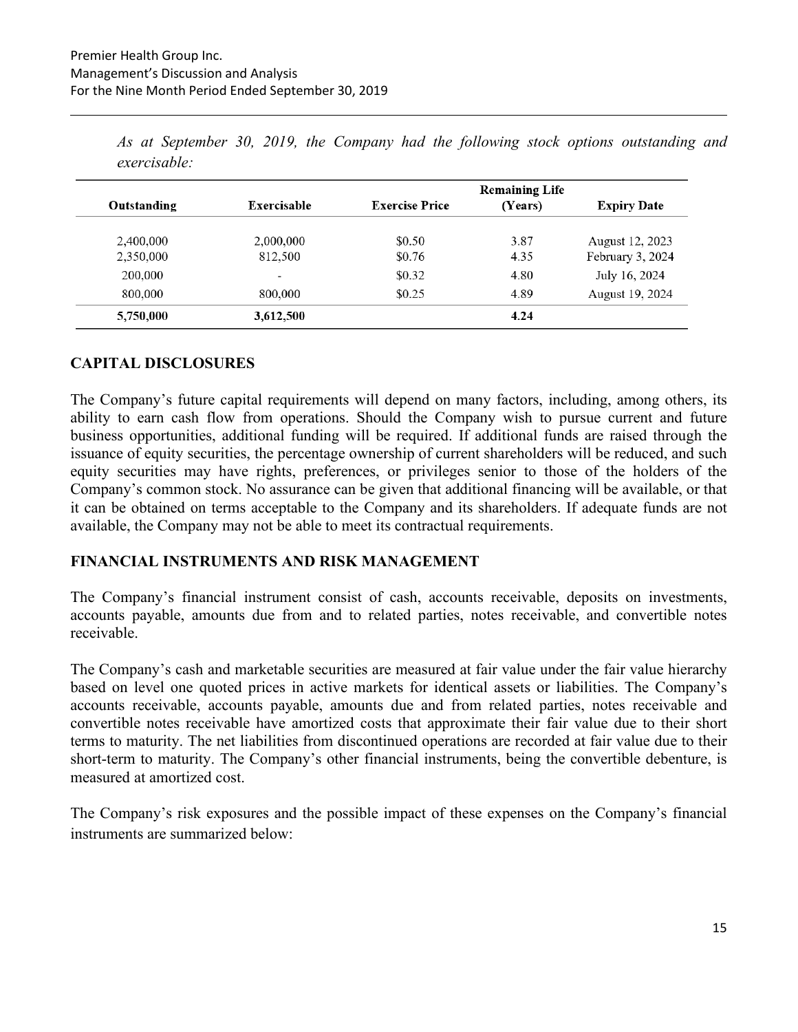*As at September 30, 2019, the Company had the following stock options outstanding and exercisable:*

| Outstanding | Exercisable | Exercise Price | Remaining Life (Years) | Expiry Date |
|---|---|---|---|---|
| 2,400,000 | 2,000,000 | \$0.50 | 3.87 | August 12, 2023 |
| 2,350,000 | 812,500 | \$0.76 | 4.35 | February 3, 2024 |
| 200,000 | - | \$0.32 | 4.80 | July 16, 2024 |
| 800,000 | 800,000 | \$0.25 | 4.89 | August 19, 2024 |
| **5,750,000** | **3,612,500** | | **4.24** | |

## CAPITAL DISCLOSURES

The Company's future capital requirements will depend on many factors, including, among others, its ability to earn cash flow from operations. Should the Company wish to pursue current and future business opportunities, additional funding will be required. If additional funds are raised through the issuance of equity securities, the percentage ownership of current shareholders will be reduced, and such equity securities may have rights, preferences, or privileges senior to those of the holders of the Company's common stock. No assurance can be given that additional financing will be available, or that it can be obtained on terms acceptable to the Company and its shareholders. If adequate funds are not available, the Company may not be able to meet its contractual requirements.

## FINANCIAL INSTRUMENTS AND RISK MANAGEMENT

The Company's financial instrument consist of cash, accounts receivable, deposits on investments, accounts payable, amounts due from and to related parties, notes receivable, and convertible notes receivable.

The Company's cash and marketable securities are measured at fair value under the fair value hierarchy based on level one quoted prices in active markets for identical assets or liabilities. The Company's accounts receivable, accounts payable, amounts due and from related parties, notes receivable and convertible notes receivable have amortized costs that approximate their fair value due to their short terms to maturity. The net liabilities from discontinued operations are recorded at fair value due to their short-term to maturity. The Company's other financial instruments, being the convertible debenture, is measured at amortized cost.

The Company's risk exposures and the possible impact of these expenses on the Company's financial instruments are summarized below: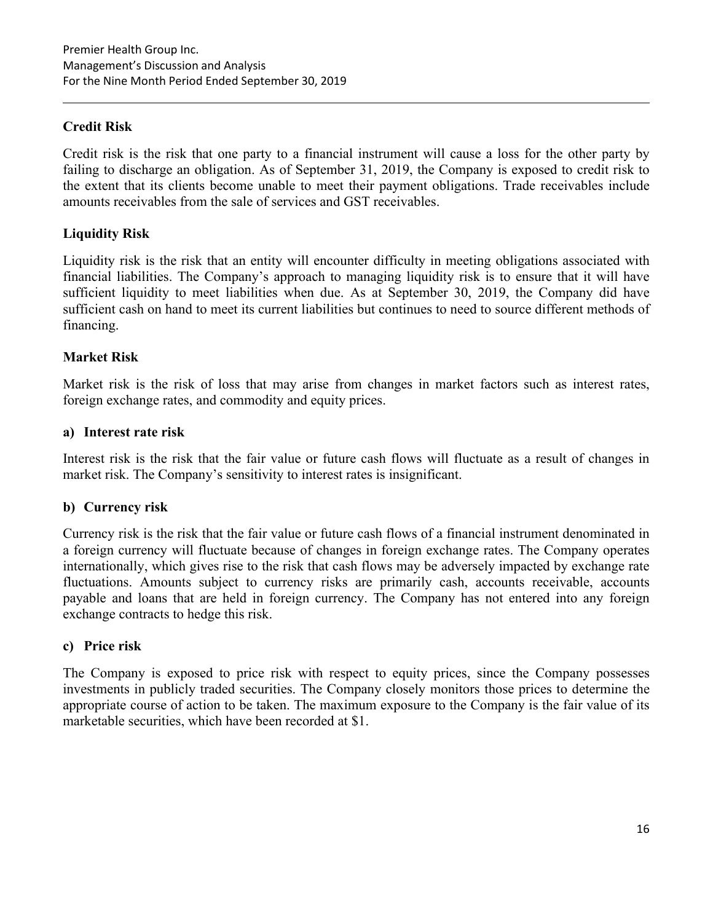## Credit Risk

Credit risk is the risk that one party to a financial instrument will cause a loss for the other party by failing to discharge an obligation. As of September 31, 2019, the Company is exposed to credit risk to the extent that its clients become unable to meet their payment obligations. Trade receivables include amounts receivables from the sale of services and GST receivables.

## Liquidity Risk

Liquidity risk is the risk that an entity will encounter difficulty in meeting obligations associated with financial liabilities. The Company's approach to managing liquidity risk is to ensure that it will have sufficient liquidity to meet liabilities when due. As at September 30, 2019, the Company did have sufficient cash on hand to meet its current liabilities but continues to need to source different methods of financing.

## Market Risk

Market risk is the risk of loss that may arise from changes in market factors such as interest rates, foreign exchange rates, and commodity and equity prices.

### a) Interest rate risk

Interest risk is the risk that the fair value or future cash flows will fluctuate as a result of changes in market risk. The Company's sensitivity to interest rates is insignificant.

### b) Currency risk

Currency risk is the risk that the fair value or future cash flows of a financial instrument denominated in a foreign currency will fluctuate because of changes in foreign exchange rates. The Company operates internationally, which gives rise to the risk that cash flows may be adversely impacted by exchange rate fluctuations. Amounts subject to currency risks are primarily cash, accounts receivable, accounts payable and loans that are held in foreign currency. The Company has not entered into any foreign exchange contracts to hedge this risk.

### c) Price risk

The Company is exposed to price risk with respect to equity prices, since the Company possesses investments in publicly traded securities. The Company closely monitors those prices to determine the appropriate course of action to be taken. The maximum exposure to the Company is the fair value of its marketable securities, which have been recorded at $1.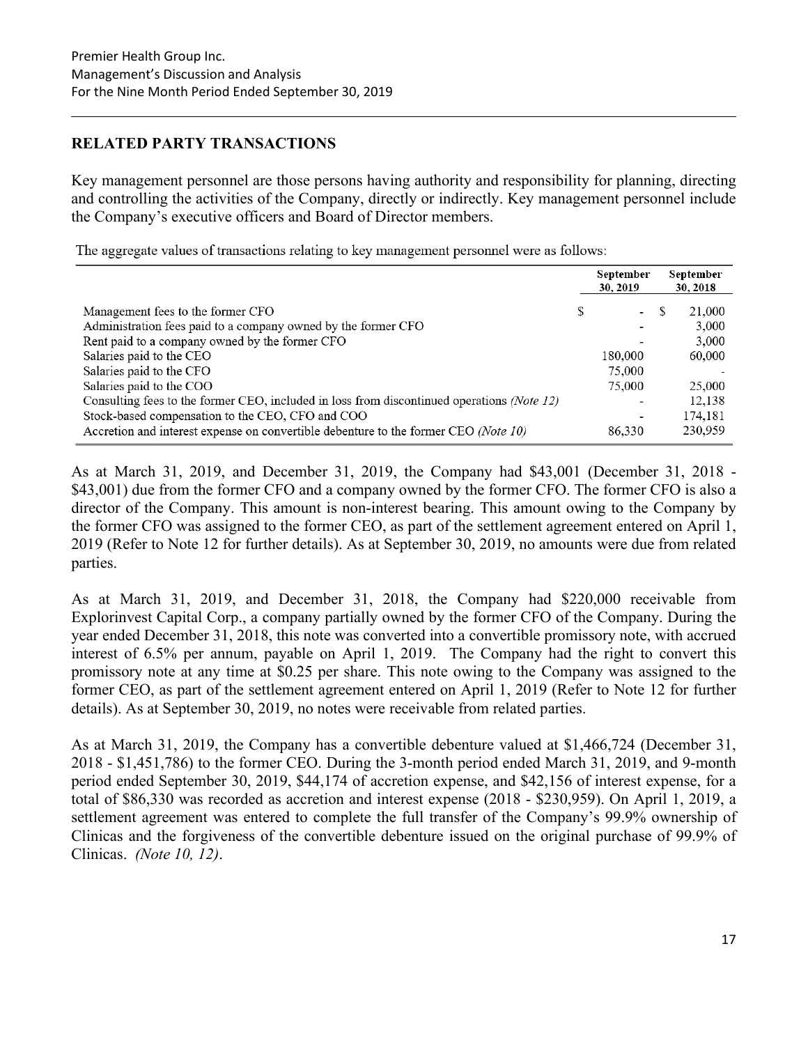## RELATED PARTY TRANSACTIONS

Key management personnel are those persons having authority and responsibility for planning, directing and controlling the activities of the Company, directly or indirectly. Key management personnel include the Company's executive officers and Board of Director members.

The aggregate values of transactions relating to key management personnel were as follows:

| | September 30, 2019 | September 30, 2018 |
|---|---|---|
| Management fees to the former CFO | $ - | $ 21,000 |
| Administration fees paid to a company owned by the former CFO | - | 3,000 |
| Rent paid to a company owned by the former CFO | - | 3,000 |
| Salaries paid to the CEO | 180,000 | 60,000 |
| Salaries paid to the CFO | 75,000 | - |
| Salaries paid to the COO | 75,000 | 25,000 |
| Consulting fees to the former CEO, included in loss from discontinued operations *(Note 12)* | - | 12,138 |
| Stock-based compensation to the CEO, CFO and COO | - | 174,181 |
| Accretion and interest expense on convertible debenture to the former CEO *(Note 10)* | 86,330 | 230,959 |

As at March 31, 2019, and December 31, 2019, the Company had $43,001 (December 31, 2018 - $43,001) due from the former CFO and a company owned by the former CFO. The former CFO is also a director of the Company. This amount is non-interest bearing. This amount owing to the Company by the former CFO was assigned to the former CEO, as part of the settlement agreement entered on April 1, 2019 (Refer to Note 12 for further details). As at September 30, 2019, no amounts were due from related parties.

As at March 31, 2019, and December 31, 2018, the Company had $220,000 receivable from Explorinvest Capital Corp., a company partially owned by the former CFO of the Company. During the year ended December 31, 2018, this note was converted into a convertible promissory note, with accrued interest of 6.5% per annum, payable on April 1, 2019. The Company had the right to convert this promissory note at any time at $0.25 per share. This note owing to the Company was assigned to the former CEO, as part of the settlement agreement entered on April 1, 2019 (Refer to Note 12 for further details). As at September 30, 2019, no notes were receivable from related parties.

As at March 31, 2019, the Company has a convertible debenture valued at $1,466,724 (December 31, 2018 - $1,451,786) to the former CEO. During the 3-month period ended March 31, 2019, and 9-month period ended September 30, 2019, $44,174 of accretion expense, and $42,156 of interest expense, for a total of $86,330 was recorded as accretion and interest expense (2018 - $230,959). On April 1, 2019, a settlement agreement was entered to complete the full transfer of the Company's 99.9% ownership of Clinicas and the forgiveness of the convertible debenture issued on the original purchase of 99.9% of Clinicas. *(Note 10, 12)*.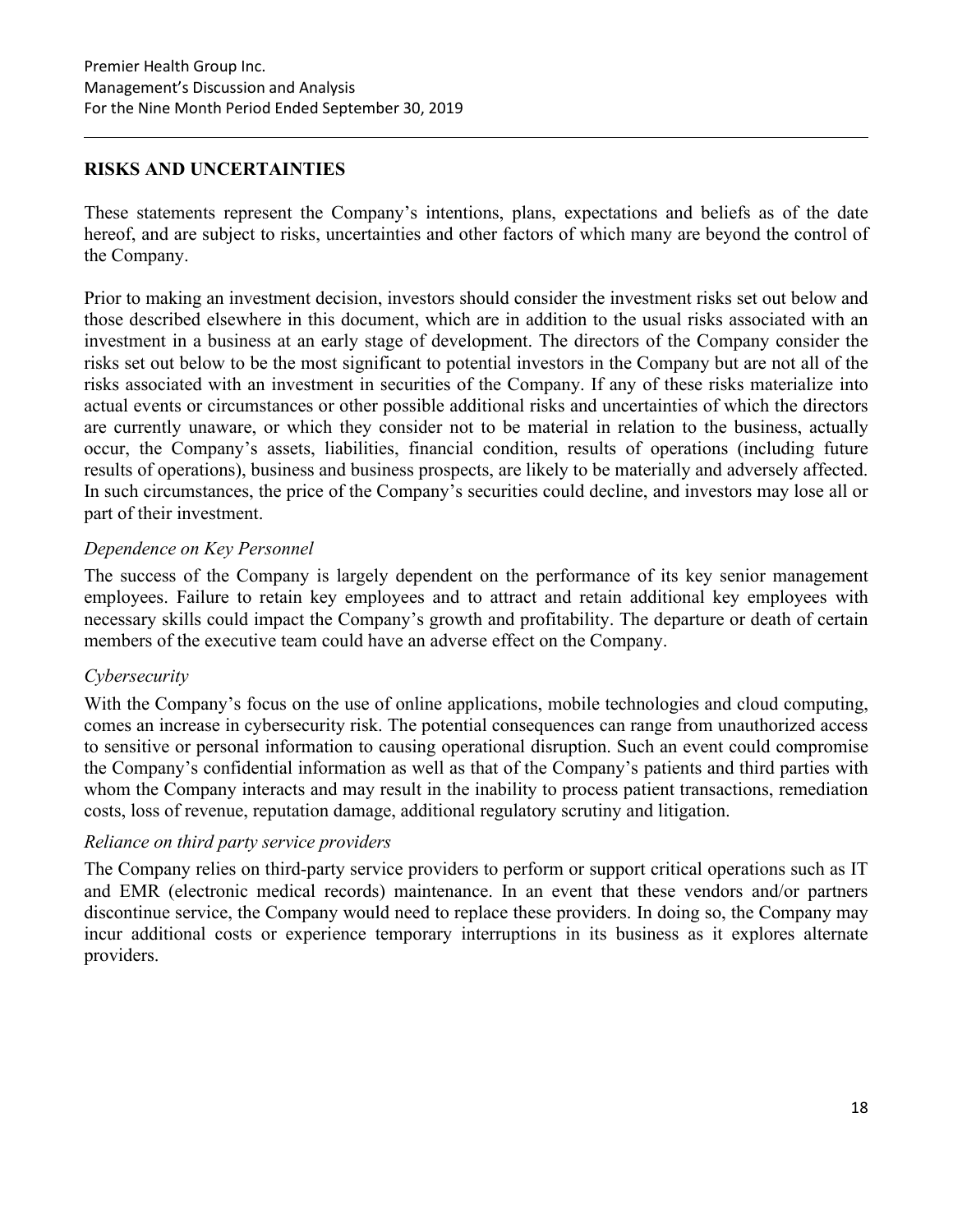## RISKS AND UNCERTAINTIES

These statements represent the Company's intentions, plans, expectations and beliefs as of the date hereof, and are subject to risks, uncertainties and other factors of which many are beyond the control of the Company.

Prior to making an investment decision, investors should consider the investment risks set out below and those described elsewhere in this document, which are in addition to the usual risks associated with an investment in a business at an early stage of development. The directors of the Company consider the risks set out below to be the most significant to potential investors in the Company but are not all of the risks associated with an investment in securities of the Company. If any of these risks materialize into actual events or circumstances or other possible additional risks and uncertainties of which the directors are currently unaware, or which they consider not to be material in relation to the business, actually occur, the Company's assets, liabilities, financial condition, results of operations (including future results of operations), business and business prospects, are likely to be materially and adversely affected. In such circumstances, the price of the Company's securities could decline, and investors may lose all or part of their investment.

*Dependence on Key Personnel*

The success of the Company is largely dependent on the performance of its key senior management employees. Failure to retain key employees and to attract and retain additional key employees with necessary skills could impact the Company's growth and profitability. The departure or death of certain members of the executive team could have an adverse effect on the Company.

*Cybersecurity*

With the Company's focus on the use of online applications, mobile technologies and cloud computing, comes an increase in cybersecurity risk. The potential consequences can range from unauthorized access to sensitive or personal information to causing operational disruption. Such an event could compromise the Company's confidential information as well as that of the Company's patients and third parties with whom the Company interacts and may result in the inability to process patient transactions, remediation costs, loss of revenue, reputation damage, additional regulatory scrutiny and litigation.

*Reliance on third party service providers*

The Company relies on third-party service providers to perform or support critical operations such as IT and EMR (electronic medical records) maintenance. In an event that these vendors and/or partners discontinue service, the Company would need to replace these providers. In doing so, the Company may incur additional costs or experience temporary interruptions in its business as it explores alternate providers.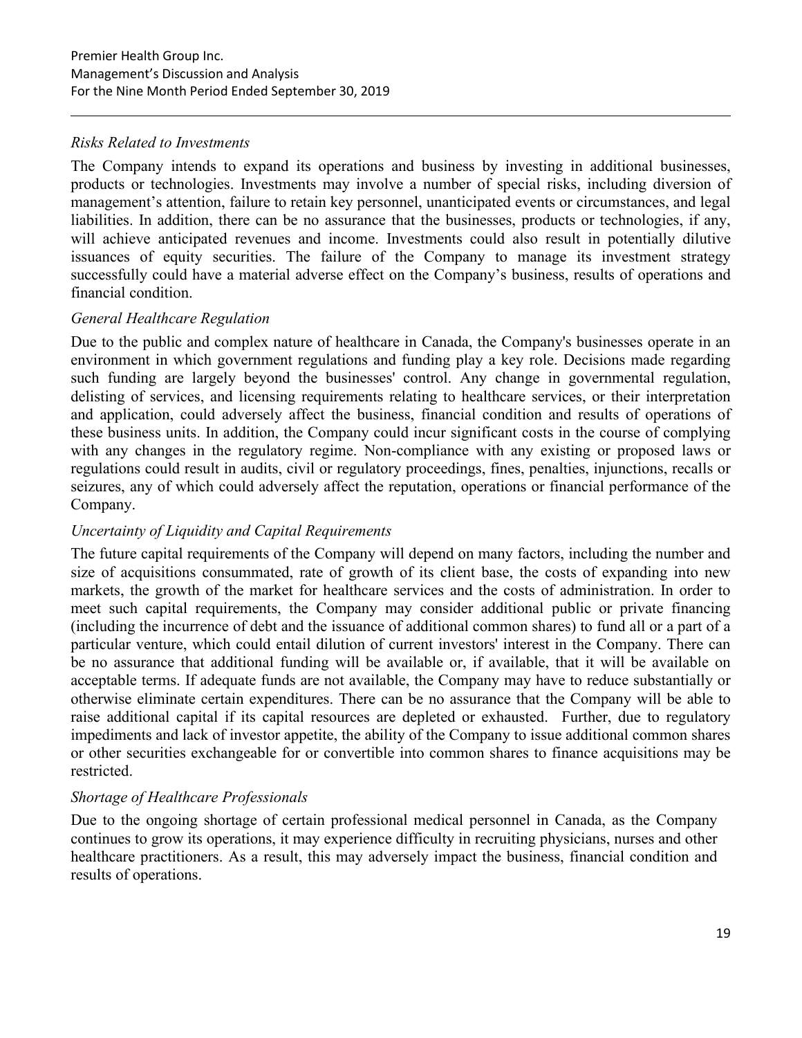*Risks Related to Investments*

The Company intends to expand its operations and business by investing in additional businesses, products or technologies. Investments may involve a number of special risks, including diversion of management's attention, failure to retain key personnel, unanticipated events or circumstances, and legal liabilities. In addition, there can be no assurance that the businesses, products or technologies, if any, will achieve anticipated revenues and income. Investments could also result in potentially dilutive issuances of equity securities. The failure of the Company to manage its investment strategy successfully could have a material adverse effect on the Company's business, results of operations and financial condition.

*General Healthcare Regulation*

Due to the public and complex nature of healthcare in Canada, the Company's businesses operate in an environment in which government regulations and funding play a key role. Decisions made regarding such funding are largely beyond the businesses' control. Any change in governmental regulation, delisting of services, and licensing requirements relating to healthcare services, or their interpretation and application, could adversely affect the business, financial condition and results of operations of these business units. In addition, the Company could incur significant costs in the course of complying with any changes in the regulatory regime. Non-compliance with any existing or proposed laws or regulations could result in audits, civil or regulatory proceedings, fines, penalties, injunctions, recalls or seizures, any of which could adversely affect the reputation, operations or financial performance of the Company.

*Uncertainty of Liquidity and Capital Requirements*

The future capital requirements of the Company will depend on many factors, including the number and size of acquisitions consummated, rate of growth of its client base, the costs of expanding into new markets, the growth of the market for healthcare services and the costs of administration. In order to meet such capital requirements, the Company may consider additional public or private financing (including the incurrence of debt and the issuance of additional common shares) to fund all or a part of a particular venture, which could entail dilution of current investors' interest in the Company. There can be no assurance that additional funding will be available or, if available, that it will be available on acceptable terms. If adequate funds are not available, the Company may have to reduce substantially or otherwise eliminate certain expenditures. There can be no assurance that the Company will be able to raise additional capital if its capital resources are depleted or exhausted. Further, due to regulatory impediments and lack of investor appetite, the ability of the Company to issue additional common shares or other securities exchangeable for or convertible into common shares to finance acquisitions may be restricted.

*Shortage of Healthcare Professionals*

Due to the ongoing shortage of certain professional medical personnel in Canada, as the Company continues to grow its operations, it may experience difficulty in recruiting physicians, nurses and other healthcare practitioners. As a result, this may adversely impact the business, financial condition and results of operations.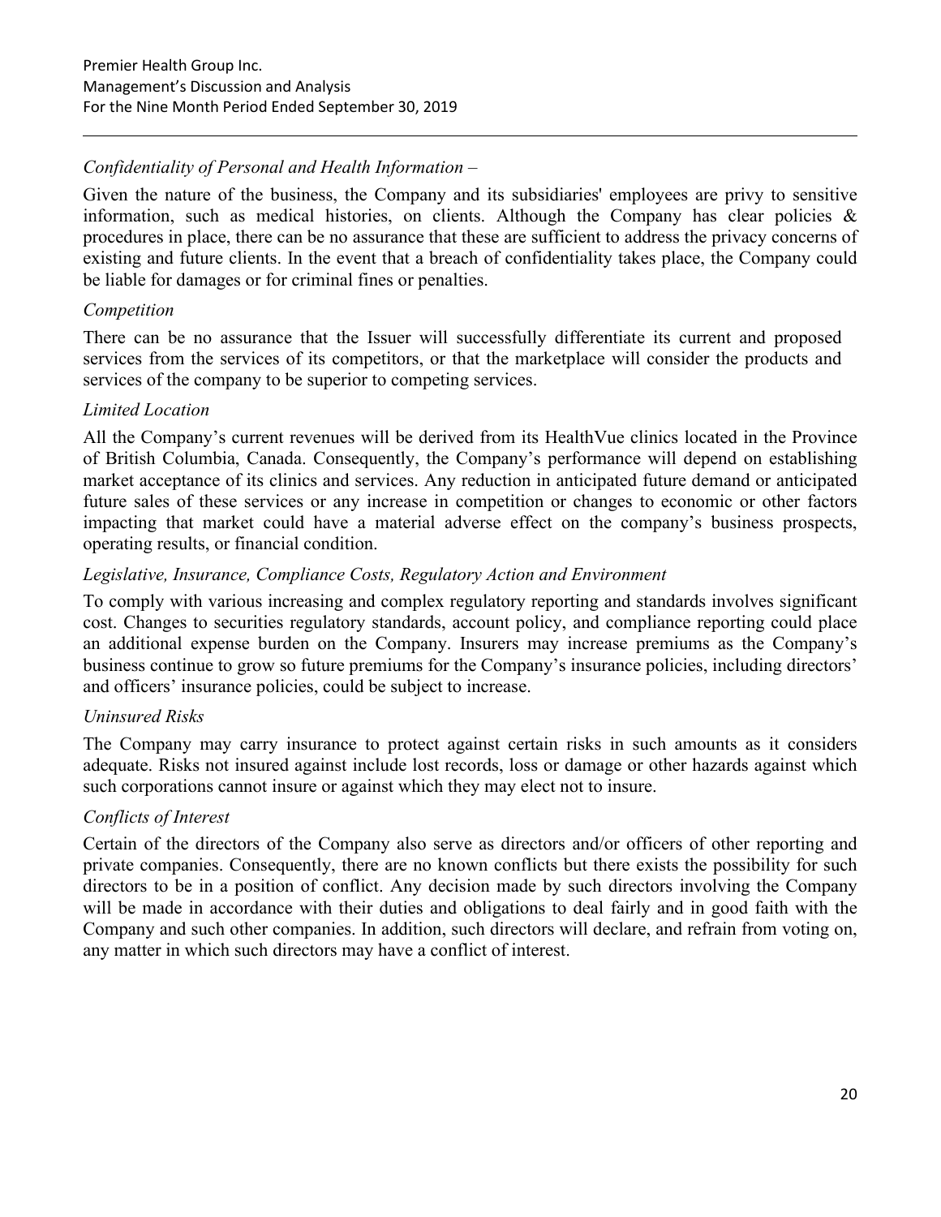*Confidentiality of Personal and Health Information –*

Given the nature of the business, the Company and its subsidiaries' employees are privy to sensitive information, such as medical histories, on clients. Although the Company has clear policies & procedures in place, there can be no assurance that these are sufficient to address the privacy concerns of existing and future clients. In the event that a breach of confidentiality takes place, the Company could be liable for damages or for criminal fines or penalties.

*Competition*

There can be no assurance that the Issuer will successfully differentiate its current and proposed services from the services of its competitors, or that the marketplace will consider the products and services of the company to be superior to competing services.

*Limited Location*

All the Company's current revenues will be derived from its HealthVue clinics located in the Province of British Columbia, Canada. Consequently, the Company's performance will depend on establishing market acceptance of its clinics and services. Any reduction in anticipated future demand or anticipated future sales of these services or any increase in competition or changes to economic or other factors impacting that market could have a material adverse effect on the company's business prospects, operating results, or financial condition.

*Legislative, Insurance, Compliance Costs, Regulatory Action and Environment*

To comply with various increasing and complex regulatory reporting and standards involves significant cost. Changes to securities regulatory standards, account policy, and compliance reporting could place an additional expense burden on the Company. Insurers may increase premiums as the Company's business continue to grow so future premiums for the Company's insurance policies, including directors' and officers' insurance policies, could be subject to increase.

*Uninsured Risks*

The Company may carry insurance to protect against certain risks in such amounts as it considers adequate. Risks not insured against include lost records, loss or damage or other hazards against which such corporations cannot insure or against which they may elect not to insure.

*Conflicts of Interest*

Certain of the directors of the Company also serve as directors and/or officers of other reporting and private companies. Consequently, there are no known conflicts but there exists the possibility for such directors to be in a position of conflict. Any decision made by such directors involving the Company will be made in accordance with their duties and obligations to deal fairly and in good faith with the Company and such other companies. In addition, such directors will declare, and refrain from voting on, any matter in which such directors may have a conflict of interest.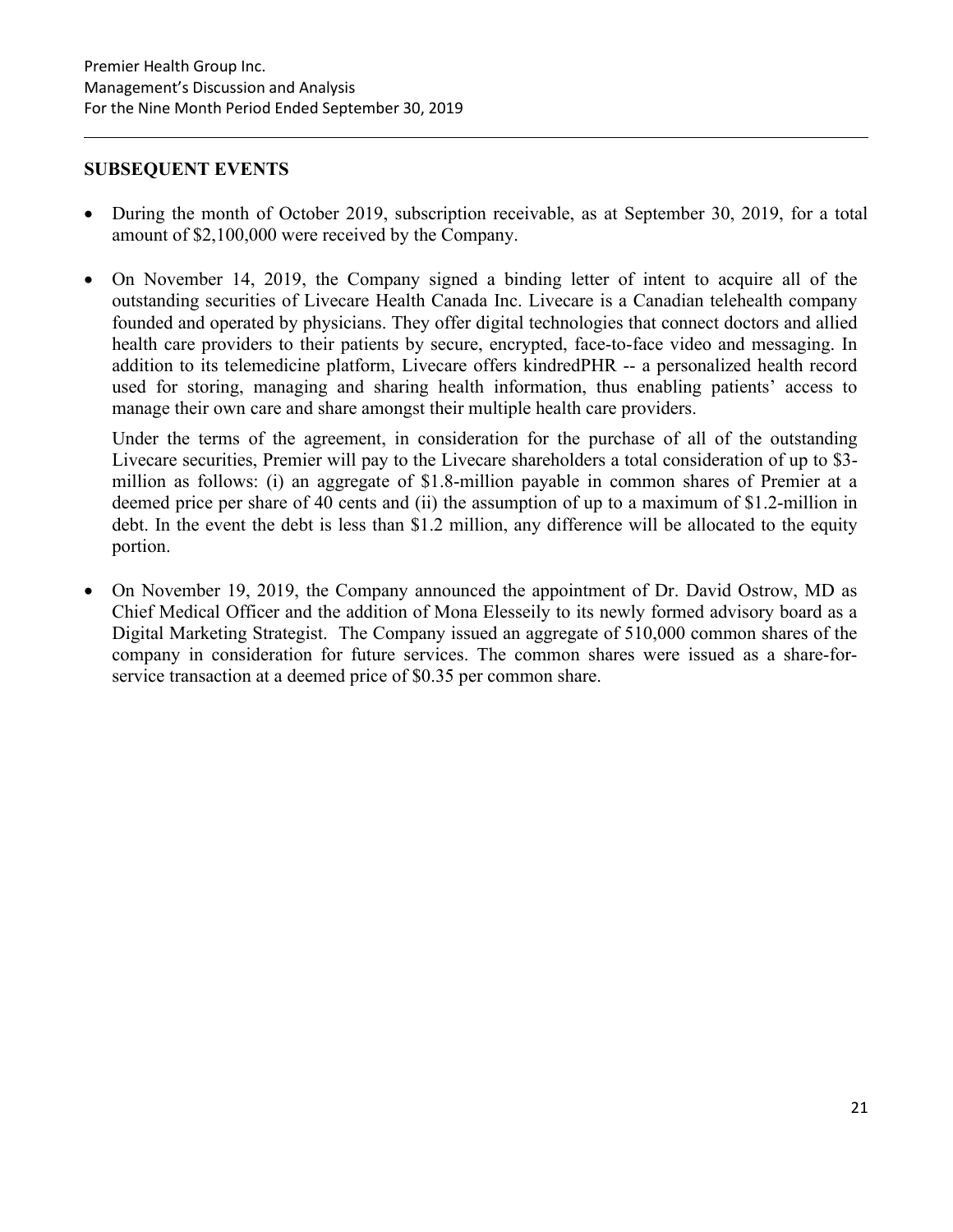## SUBSEQUENT EVENTS

- During the month of October 2019, subscription receivable, as at September 30, 2019, for a total amount of $2,100,000 were received by the Company.
- On November 14, 2019, the Company signed a binding letter of intent to acquire all of the outstanding securities of Livecare Health Canada Inc. Livecare is a Canadian telehealth company founded and operated by physicians. They offer digital technologies that connect doctors and allied health care providers to their patients by secure, encrypted, face-to-face video and messaging. In addition to its telemedicine platform, Livecare offers kindredPHR -- a personalized health record used for storing, managing and sharing health information, thus enabling patients' access to manage their own care and share amongst their multiple health care providers.

  Under the terms of the agreement, in consideration for the purchase of all of the outstanding Livecare securities, Premier will pay to the Livecare shareholders a total consideration of up to $3-million as follows: (i) an aggregate of $1.8-million payable in common shares of Premier at a deemed price per share of 40 cents and (ii) the assumption of up to a maximum of $1.2-million in debt. In the event the debt is less than $1.2 million, any difference will be allocated to the equity portion.
- On November 19, 2019, the Company announced the appointment of Dr. David Ostrow, MD as Chief Medical Officer and the addition of Mona Elesseily to its newly formed advisory board as a Digital Marketing Strategist. The Company issued an aggregate of 510,000 common shares of the company in consideration for future services. The common shares were issued as a share-for-service transaction at a deemed price of $0.35 per common share.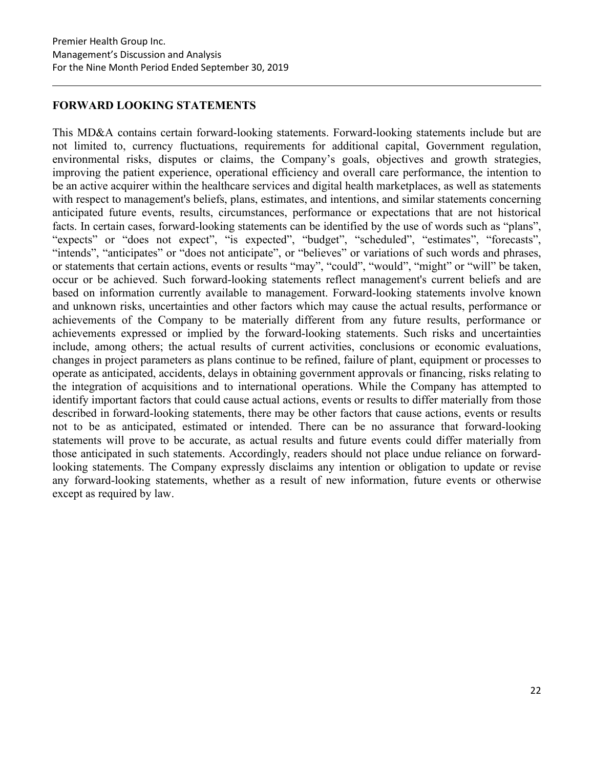## FORWARD LOOKING STATEMENTS

This MD&A contains certain forward-looking statements. Forward-looking statements include but are not limited to, currency fluctuations, requirements for additional capital, Government regulation, environmental risks, disputes or claims, the Company's goals, objectives and growth strategies, improving the patient experience, operational efficiency and overall care performance, the intention to be an active acquirer within the healthcare services and digital health marketplaces, as well as statements with respect to management's beliefs, plans, estimates, and intentions, and similar statements concerning anticipated future events, results, circumstances, performance or expectations that are not historical facts. In certain cases, forward-looking statements can be identified by the use of words such as "plans", "expects" or "does not expect", "is expected", "budget", "scheduled", "estimates", "forecasts", "intends", "anticipates" or "does not anticipate", or "believes" or variations of such words and phrases, or statements that certain actions, events or results "may", "could", "would", "might" or "will" be taken, occur or be achieved. Such forward-looking statements reflect management's current beliefs and are based on information currently available to management. Forward-looking statements involve known and unknown risks, uncertainties and other factors which may cause the actual results, performance or achievements of the Company to be materially different from any future results, performance or achievements expressed or implied by the forward-looking statements. Such risks and uncertainties include, among others; the actual results of current activities, conclusions or economic evaluations, changes in project parameters as plans continue to be refined, failure of plant, equipment or processes to operate as anticipated, accidents, delays in obtaining government approvals or financing, risks relating to the integration of acquisitions and to international operations. While the Company has attempted to identify important factors that could cause actual actions, events or results to differ materially from those described in forward-looking statements, there may be other factors that cause actions, events or results not to be as anticipated, estimated or intended. There can be no assurance that forward-looking statements will prove to be accurate, as actual results and future events could differ materially from those anticipated in such statements. Accordingly, readers should not place undue reliance on forward-looking statements. The Company expressly disclaims any intention or obligation to update or revise any forward-looking statements, whether as a result of new information, future events or otherwise except as required by law.